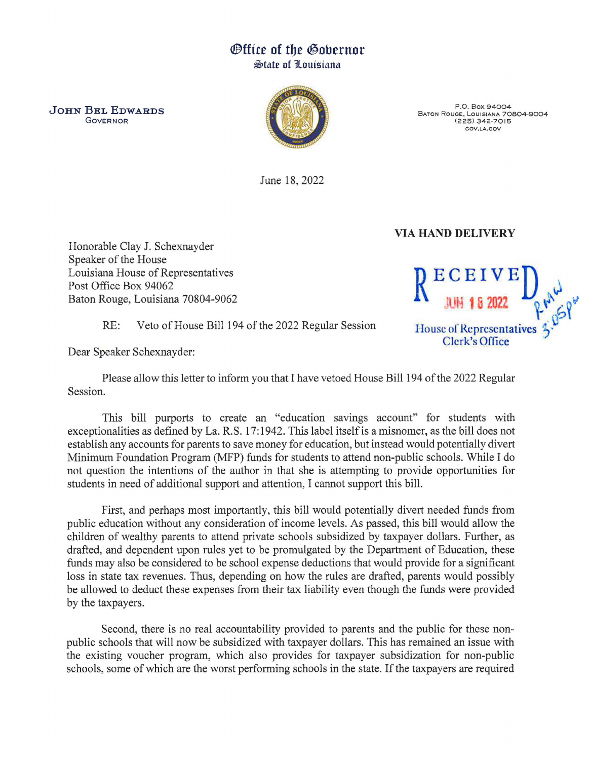# Office of the Governor
## State of Louisiana

**JOHN BEL EDWARDS**
GOVERNOR

P.O. Box 94004
Baton Rouge, Louisiana 70804-9004
(225) 342-7015
GOV.LA.GOV

June 18, 2022

**VIA HAND DELIVERY**

RECEIVED
JUN 18 2022
RMW 3:05pm
House of Representatives
Clerk's Office

Honorable Clay J. Schexnayder
Speaker of the House
Louisiana House of Representatives
Post Office Box 94062
Baton Rouge, Louisiana 70804-9062

RE: Veto of House Bill 194 of the 2022 Regular Session

Dear Speaker Schexnayder:

Please allow this letter to inform you that I have vetoed House Bill 194 of the 2022 Regular Session.

This bill purports to create an "education savings account" for students with exceptionalities as defined by La. R.S. 17:1942. This label itself is a misnomer, as the bill does not establish any accounts for parents to save money for education, but instead would potentially divert Minimum Foundation Program (MFP) funds for students to attend non-public schools. While I do not question the intentions of the author in that she is attempting to provide opportunities for students in need of additional support and attention, I cannot support this bill.

First, and perhaps most importantly, this bill would potentially divert needed funds from public education without any consideration of income levels. As passed, this bill would allow the children of wealthy parents to attend private schools subsidized by taxpayer dollars. Further, as drafted, and dependent upon rules yet to be promulgated by the Department of Education, these funds may also be considered to be school expense deductions that would provide for a significant loss in state tax revenues. Thus, depending on how the rules are drafted, parents would possibly be allowed to deduct these expenses from their tax liability even though the funds were provided by the taxpayers.

Second, there is no real accountability provided to parents and the public for these non-public schools that will now be subsidized with taxpayer dollars. This has remained an issue with the existing voucher program, which also provides for taxpayer subsidization for non-public schools, some of which are the worst performing schools in the state. If the taxpayers are required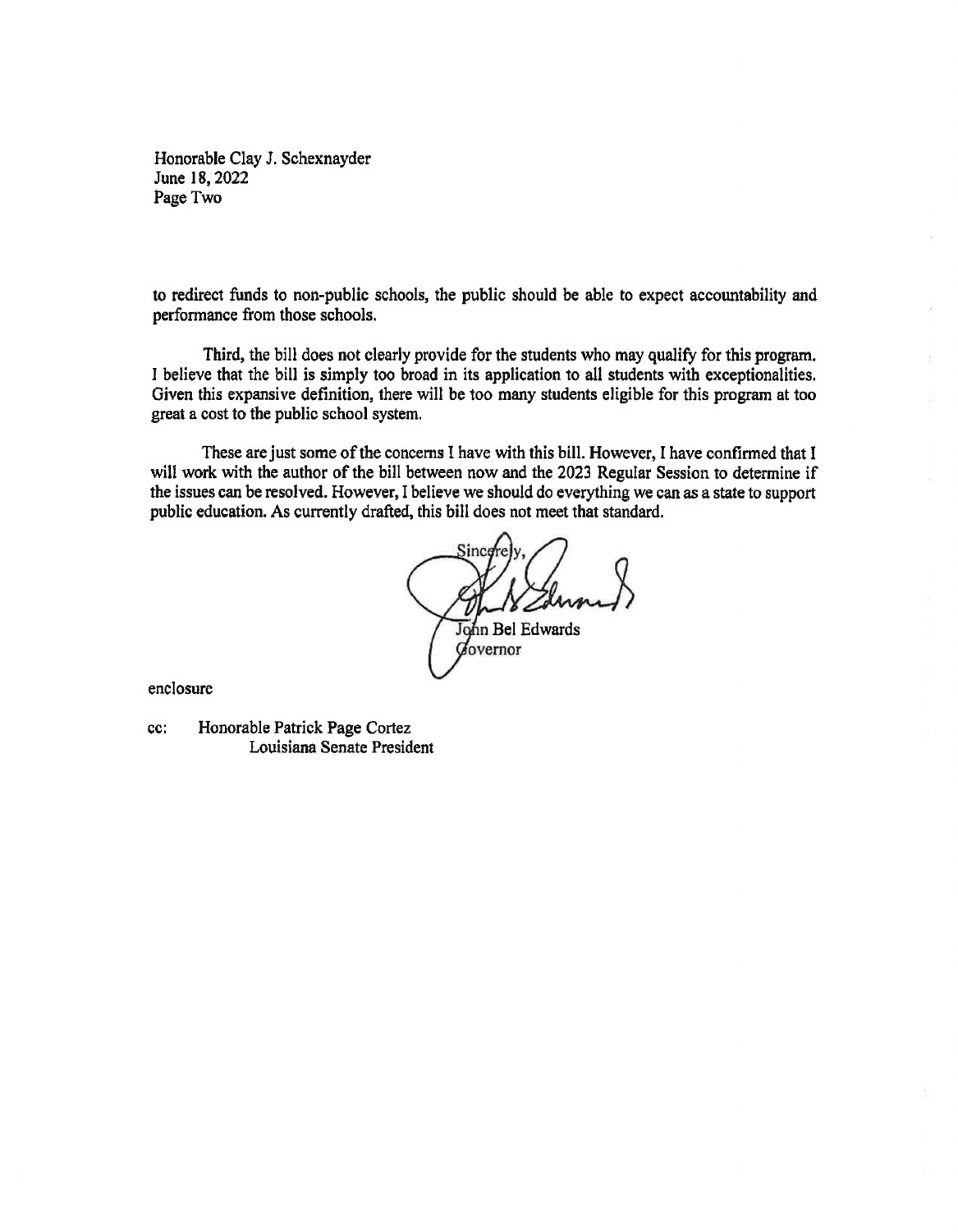Honorable Clay J. Schexnayder
June 18, 2022
Page Two

to redirect funds to non-public schools, the public should be able to expect accountability and performance from those schools.

Third, the bill does not clearly provide for the students who may qualify for this program. I believe that the bill is simply too broad in its application to all students with exceptionalities. Given this expansive definition, there will be too many students eligible for this program at too great a cost to the public school system.

These are just some of the concerns I have with this bill. However, I have confirmed that I will work with the author of the bill between now and the 2023 Regular Session to determine if the issues can be resolved. However, I believe we should do everything we can as a state to support public education. As currently drafted, this bill does not meet that standard.

Sincerely,

John Bel Edwards
Governor

enclosure

cc: Honorable Patrick Page Cortez
Louisiana Senate President